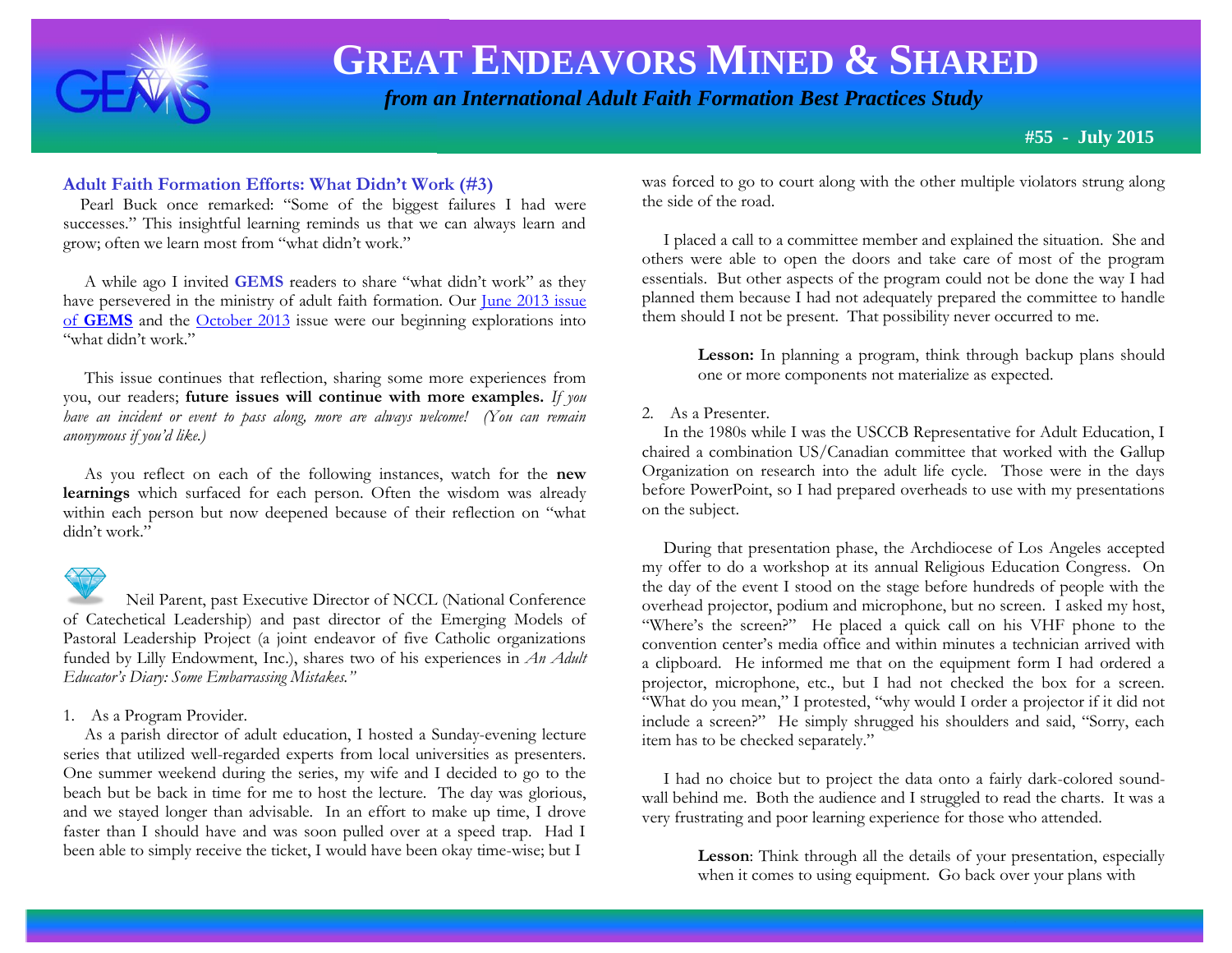# GREAT ENDEAVORS MINED & SHARED

*from an International Adult Faith Formation Best Practices Study*

**#55 - July 2015**

## Adult Faith Formation Efforts: What Didn't Work (#3)

Pearl Buck once remarked: "Some of the biggest failures I had were successes." This insightful learning reminds us that we can always learn and grow; often we learn most from "what didn't work."

A while ago I invited **GEMS** readers to share "what didn't work" as they have persevered in the ministry of adult faith formation. Our June 2013 issue of **GEMS** and the October 2013 issue were our beginning explorations into "what didn't work."

This issue continues that reflection, sharing some more experiences from you, our readers; **future issues will continue with more examples.** *If you have an incident or event to pass along, more are always welcome! (You can remain anonymous if you'd like.)*

As you reflect on each of the following instances, watch for the **new learnings** which surfaced for each person. Often the wisdom was already within each person but now deepened because of their reflection on "what didn't work."

Neil Parent, past Executive Director of NCCL (National Conference of Catechetical Leadership) and past director of the Emerging Models of Pastoral Leadership Project (a joint endeavor of five Catholic organizations funded by Lilly Endowment, Inc.), shares two of his experiences in *An Adult Educator's Diary: Some Embarrassing Mistakes."*

1. As a Program Provider.

As a parish director of adult education, I hosted a Sunday-evening lecture series that utilized well-regarded experts from local universities as presenters. One summer weekend during the series, my wife and I decided to go to the beach but be back in time for me to host the lecture. The day was glorious, and we stayed longer than advisable. In an effort to make up time, I drove faster than I should have and was soon pulled over at a speed trap. Had I been able to simply receive the ticket, I would have been okay time-wise; but I was forced to go to court along with the other multiple violators strung along the side of the road.

I placed a call to a committee member and explained the situation. She and others were able to open the doors and take care of most of the program essentials. But other aspects of the program could not be done the way I had planned them because I had not adequately prepared the committee to handle them should I not be present. That possibility never occurred to me.

> **Lesson:** In planning a program, think through backup plans should one or more components not materialize as expected.

2. As a Presenter.

In the 1980s while I was the USCCB Representative for Adult Education, I chaired a combination US/Canadian committee that worked with the Gallup Organization on research into the adult life cycle. Those were in the days before PowerPoint, so I had prepared overheads to use with my presentations on the subject.

During that presentation phase, the Archdiocese of Los Angeles accepted my offer to do a workshop at its annual Religious Education Congress. On the day of the event I stood on the stage before hundreds of people with the overhead projector, podium and microphone, but no screen. I asked my host, "Where's the screen?" He placed a quick call on his VHF phone to the convention center's media office and within minutes a technician arrived with a clipboard. He informed me that on the equipment form I had ordered a projector, microphone, etc., but I had not checked the box for a screen. "What do you mean," I protested, "why would I order a projector if it did not include a screen?" He simply shrugged his shoulders and said, "Sorry, each item has to be checked separately."

I had no choice but to project the data onto a fairly dark-colored sound-wall behind me. Both the audience and I struggled to read the charts. It was a very frustrating and poor learning experience for those who attended.

> **Lesson**: Think through all the details of your presentation, especially when it comes to using equipment. Go back over your plans with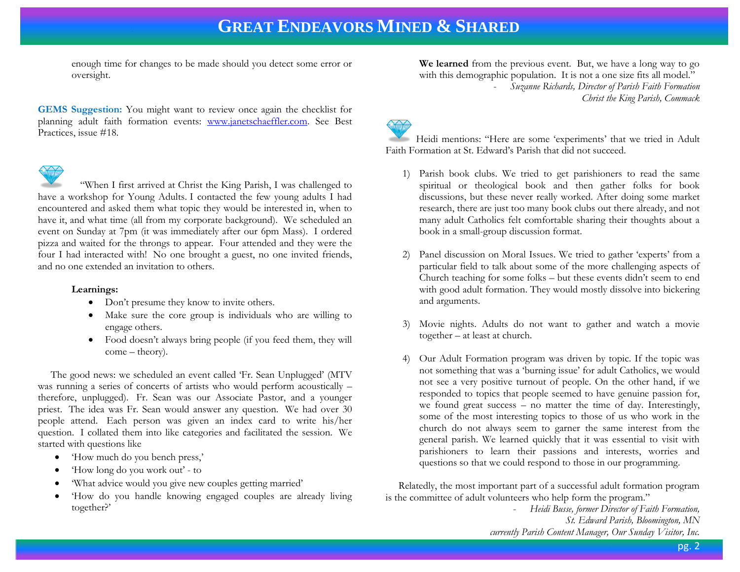enough time for changes to be made should you detect some error or oversight.

**GEMS Suggestion:** You might want to review once again the checklist for planning adult faith formation events: www.janetschaeffler.com. See Best Practices, issue #18.

"When I first arrived at Christ the King Parish, I was challenged to have a workshop for Young Adults. I contacted the few young adults I had encountered and asked them what topic they would be interested in, when to have it, and what time (all from my corporate background). We scheduled an event on Sunday at 7pm (it was immediately after our 6pm Mass). I ordered pizza and waited for the throngs to appear. Four attended and they were the four I had interacted with! No one brought a guest, no one invited friends, and no one extended an invitation to others.

**Learnings:**

- Don't presume they know to invite others.
- Make sure the core group is individuals who are willing to engage others.
- Food doesn't always bring people (if you feed them, they will come – theory).

The good news: we scheduled an event called 'Fr. Sean Unplugged' (MTV was running a series of concerts of artists who would perform acoustically – therefore, unplugged). Fr. Sean was our Associate Pastor, and a younger priest. The idea was Fr. Sean would answer any question. We had over 30 people attend. Each person was given an index card to write his/her question. I collated them into like categories and facilitated the session. We started with questions like

- 'How much do you bench press,'
- 'How long do you work out' - to
- 'What advice would you give new couples getting married'
- 'How do you handle knowing engaged couples are already living together?'

**We learned** from the previous event. But, we have a long way to go with this demographic population. It is not a one size fits all model."

- *Suzanne Richards, Director of Parish Faith Formation*
*Christ the King Parish, Commack*

Heidi mentions: "Here are some 'experiments' that we tried in Adult Faith Formation at St. Edward's Parish that did not succeed.

1) Parish book clubs. We tried to get parishioners to read the same spiritual or theological book and then gather folks for book discussions, but these never really worked. After doing some market research, there are just too many book clubs out there already, and not many adult Catholics felt comfortable sharing their thoughts about a book in a small-group discussion format.

2) Panel discussion on Moral Issues. We tried to gather 'experts' from a particular field to talk about some of the more challenging aspects of Church teaching for some folks – but these events didn't seem to end with good adult formation. They would mostly dissolve into bickering and arguments.

3) Movie nights. Adults do not want to gather and watch a movie together – at least at church.

4) Our Adult Formation program was driven by topic. If the topic was not something that was a 'burning issue' for adult Catholics, we would not see a very positive turnout of people. On the other hand, if we responded to topics that people seemed to have genuine passion for, we found great success – no matter the time of day. Interestingly, some of the most interesting topics to those of us who work in the church do not always seem to garner the same interest from the general parish. We learned quickly that it was essential to visit with parishioners to learn their passions and interests, worries and questions so that we could respond to those in our programming.

Relatedly, the most important part of a successful adult formation program is the committee of adult volunteers who help form the program."

- *Heidi Busse, former Director of Faith Formation,*
*St. Edward Parish, Bloomington, MN*
*currently Parish Content Manager, Our Sunday Visitor, Inc.*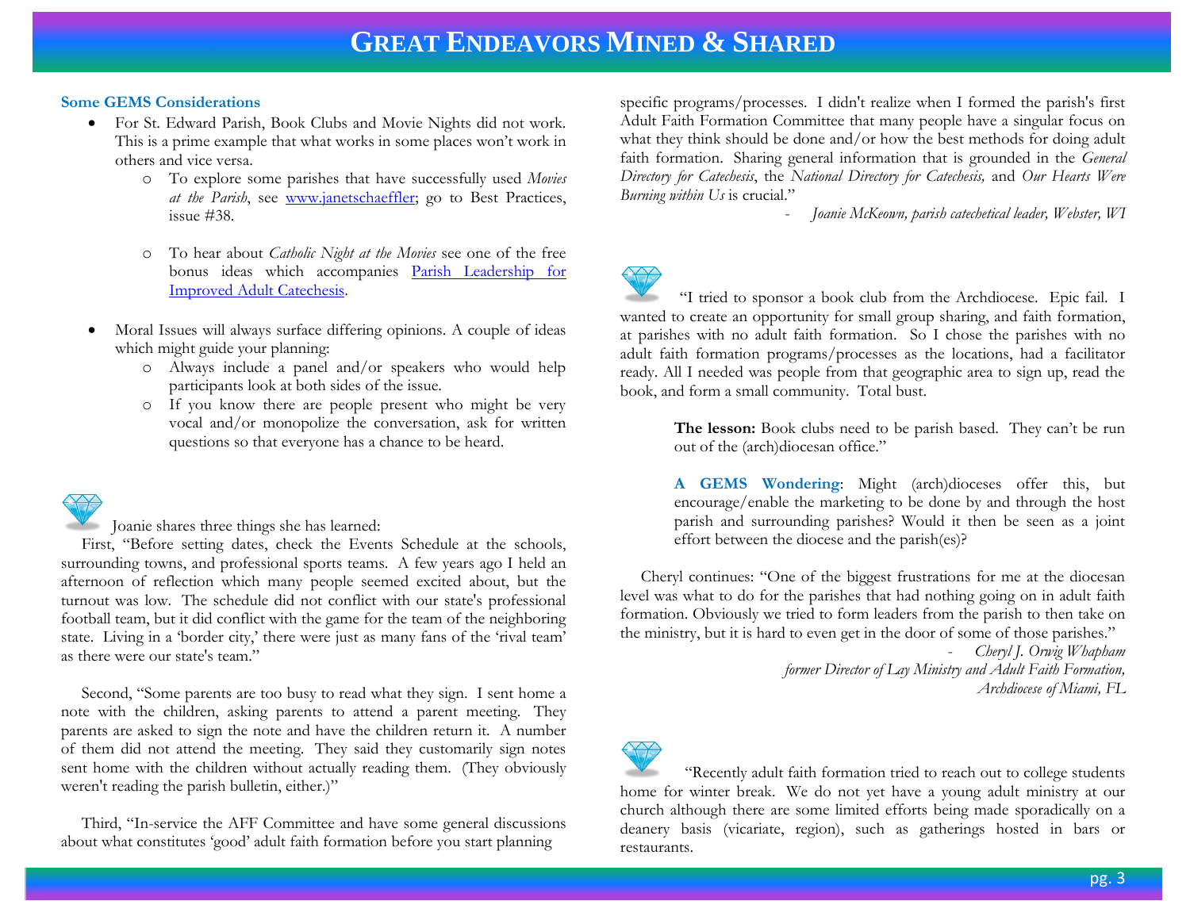### Some GEMS Considerations

- For St. Edward Parish, Book Clubs and Movie Nights did not work. This is a prime example that what works in some places won't work in others and vice versa.
  - To explore some parishes that have successfully used *Movies at the Parish*, see www.janetschaeffler; go to Best Practices, issue #38.
  - To hear about *Catholic Night at the Movies* see one of the free bonus ideas which accompanies Parish Leadership for Improved Adult Catechesis.
- Moral Issues will always surface differing opinions. A couple of ideas which might guide your planning:
  - Always include a panel and/or speakers who would help participants look at both sides of the issue.
  - If you know there are people present who might be very vocal and/or monopolize the conversation, ask for written questions so that everyone has a chance to be heard.

Joanie shares three things she has learned:

First, "Before setting dates, check the Events Schedule at the schools, surrounding towns, and professional sports teams. A few years ago I held an afternoon of reflection which many people seemed excited about, but the turnout was low. The schedule did not conflict with our state's professional football team, but it did conflict with the game for the team of the neighboring state. Living in a 'border city,' there were just as many fans of the 'rival team' as there were our state's team."

Second, "Some parents are too busy to read what they sign. I sent home a note with the children, asking parents to attend a parent meeting. They parents are asked to sign the note and have the children return it. A number of them did not attend the meeting. They said they customarily sign notes sent home with the children without actually reading them. (They obviously weren't reading the parish bulletin, either.)"

Third, "In-service the AFF Committee and have some general discussions about what constitutes 'good' adult faith formation before you start planning specific programs/processes. I didn't realize when I formed the parish's first Adult Faith Formation Committee that many people have a singular focus on what they think should be done and/or how the best methods for doing adult faith formation. Sharing general information that is grounded in the *General Directory for Catechesis*, the *National Directory for Catechesis,* and *Our Hearts Were Burning within Us* is crucial."

- *Joanie McKeown, parish catechetical leader, Webster, WI*

"I tried to sponsor a book club from the Archdiocese. Epic fail. I wanted to create an opportunity for small group sharing, and faith formation, at parishes with no adult faith formation. So I chose the parishes with no adult faith formation programs/processes as the locations, had a facilitator ready. All I needed was people from that geographic area to sign up, read the book, and form a small community. Total bust.

> **The lesson:** Book clubs need to be parish based. They can't be run out of the (arch)diocesan office."
>
> **A GEMS Wondering**: Might (arch)dioceses offer this, but encourage/enable the marketing to be done by and through the host parish and surrounding parishes? Would it then be seen as a joint effort between the diocese and the parish(es)?

Cheryl continues: "One of the biggest frustrations for me at the diocesan level was what to do for the parishes that had nothing going on in adult faith formation. Obviously we tried to form leaders from the parish to then take on the ministry, but it is hard to even get in the door of some of those parishes."

- *Cheryl J. Orwig Whapham*
*former Director of Lay Ministry and Adult Faith Formation,*
*Archdiocese of Miami, FL*

"Recently adult faith formation tried to reach out to college students home for winter break. We do not yet have a young adult ministry at our church although there are some limited efforts being made sporadically on a deanery basis (vicariate, region), such as gatherings hosted in bars or restaurants.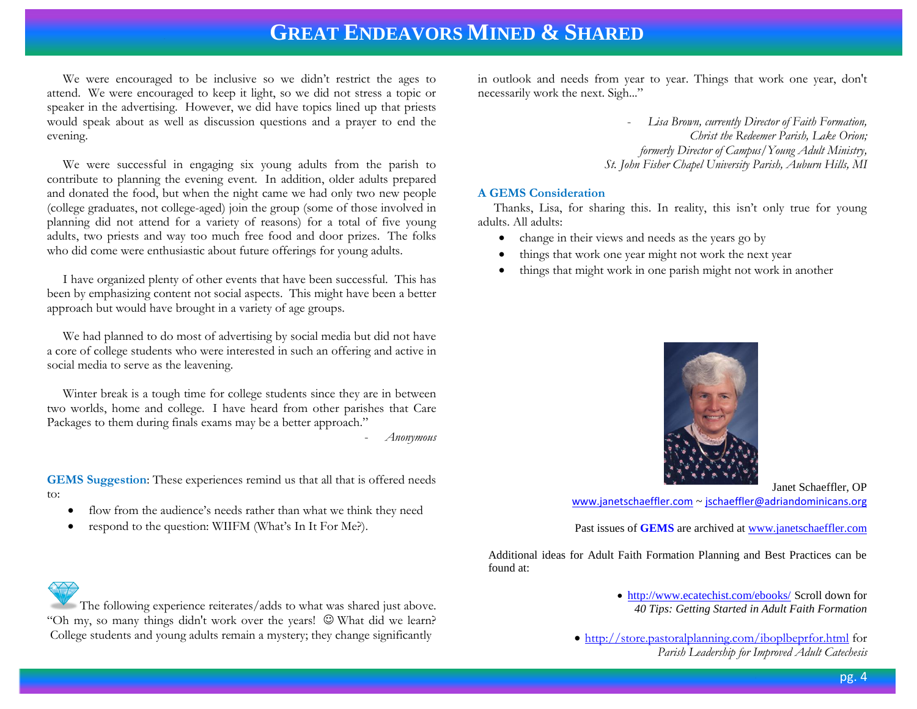We were encouraged to be inclusive so we didn't restrict the ages to attend. We were encouraged to keep it light, so we did not stress a topic or speaker in the advertising. However, we did have topics lined up that priests would speak about as well as discussion questions and a prayer to end the evening.

We were successful in engaging six young adults from the parish to contribute to planning the evening event. In addition, older adults prepared and donated the food, but when the night came we had only two new people (college graduates, not college-aged) join the group (some of those involved in planning did not attend for a variety of reasons) for a total of five young adults, two priests and way too much free food and door prizes. The folks who did come were enthusiastic about future offerings for young adults.

I have organized plenty of other events that have been successful. This has been by emphasizing content not social aspects. This might have been a better approach but would have brought in a variety of age groups.

We had planned to do most of advertising by social media but did not have a core of college students who were interested in such an offering and active in social media to serve as the leavening.

Winter break is a tough time for college students since they are in between two worlds, home and college. I have heard from other parishes that Care Packages to them during finals exams may be a better approach."

\- *Anonymous*

**GEMS Suggestion**: These experiences remind us that all that is offered needs to:

- flow from the audience's needs rather than what we think they need
- respond to the question: WIIFM (What's In It For Me?).

The following experience reiterates/adds to what was shared just above. "Oh my, so many things didn't work over the years! ☺ What did we learn? College students and young adults remain a mystery; they change significantly in outlook and needs from year to year. Things that work one year, don't necessarily work the next. Sigh..."

\- *Lisa Brown, currently Director of Faith Formation, Christ the Redeemer Parish, Lake Orion; formerly Director of Campus/Young Adult Ministry, St. John Fisher Chapel University Parish, Auburn Hills, MI*

**A GEMS Consideration**

Thanks, Lisa, for sharing this. In reality, this isn't only true for young adults. All adults:

- change in their views and needs as the years go by
- things that work one year might not work the next year
- things that might work in one parish might not work in another

Janet Schaeffler, OP
www.janetschaeffler.com ~ jschaeffler@adriandominicans.org

Past issues of **GEMS** are archived at www.janetschaeffler.com

Additional ideas for Adult Faith Formation Planning and Best Practices can be found at:

- http://www.ecatechist.com/ebooks/ Scroll down for *40 Tips: Getting Started in Adult Faith Formation*
- http://store.pastoralplanning.com/iboplbeprfor.html for *Parish Leadership for Improved Adult Catechesis*